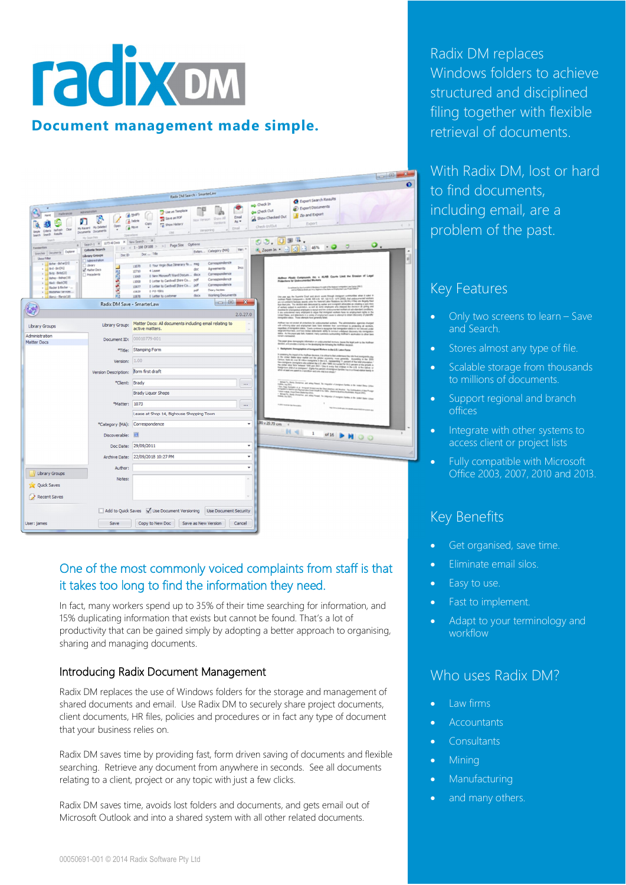# radix DM

**Document management made simple.**

## One of the most commonly voiced complaints from staff is that it takes too long to find the information they need.

In fact, many workers spend up to 35% of their time searching for information, and 15% duplicating information that exists but cannot be found. That's a lot of productivity that can be gained simply by adopting a better approach to organising, sharing and managing documents.

### Introducing Radix Document Management

Radix DM replaces the use of Windows folders for the storage and management of shared documents and email. Use Radix DM to securely share project documents, client documents, HR files, policies and procedures or in fact any type of document that your business relies on.

Radix DM saves time by providing fast, form driven saving of documents and flexible searching. Retrieve any document from anywhere in seconds. See all documents relating to a client, project or any topic with just a few clicks.

Radix DM saves time, avoids lost folders and documents, and gets email out of Microsoft Outlook and into a shared system with all other related documents.

00050691-001 © 2014 Radix Software Pty Ltd

Radix DM replaces Windows folders to achieve structured and disciplined filing together with flexible retrieval of documents.

With Radix DM, lost or hard to find documents, including email, are a problem of the past.

## Key Features

- Only two screens to learn – Save and Search.
- Stores almost any type of file.
- Scalable storage from thousands to millions of documents.
- Support regional and branch offices
- Integrate with other systems to access client or project lists
- Fully compatible with Microsoft Office 2003, 2007, 2010 and 2013.

## Key Benefits

- Get organised, save time.
- Eliminate email silos.
- Easy to use.
- Fast to implement.
- Adapt to your terminology and workflow

## Who uses Radix DM?

- Law firms
- Accountants
- Consultants
- Mining
- Manufacturing
- and many others.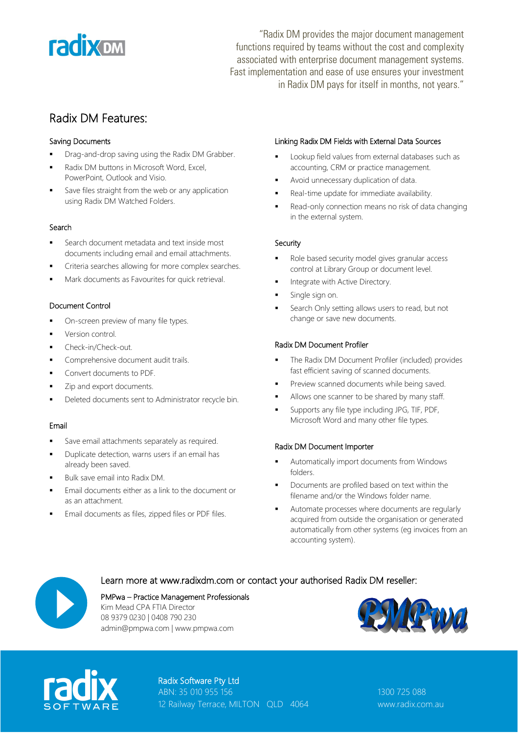"Radix DM provides the major document management functions required by teams without the cost and complexity associated with enterprise document management systems. Fast implementation and ease of use ensures your investment in Radix DM pays for itself in months, not years."

# Radix DM Features:

### Saving Documents

- Drag-and-drop saving using the Radix DM Grabber.
- Radix DM buttons in Microsoft Word, Excel, PowerPoint, Outlook and Visio.
- Save files straight from the web or any application using Radix DM Watched Folders.

### Search

- Search document metadata and text inside most documents including email and email attachments.
- Criteria searches allowing for more complex searches.
- Mark documents as Favourites for quick retrieval.

### Document Control

- On-screen preview of many file types.
- Version control.
- Check-in/Check-out.
- Comprehensive document audit trails.
- Convert documents to PDF.
- Zip and export documents.
- Deleted documents sent to Administrator recycle bin.

### Email

- Save email attachments separately as required.
- Duplicate detection, warns users if an email has already been saved.
- Bulk save email into Radix DM.
- Email documents either as a link to the document or as an attachment.
- Email documents as files, zipped files or PDF files.

### Linking Radix DM Fields with External Data Sources

- Lookup field values from external databases such as accounting, CRM or practice management.
- Avoid unnecessary duplication of data.
- Real-time update for immediate availability.
- Read-only connection means no risk of data changing in the external system.

### Security

- Role based security model gives granular access control at Library Group or document level.
- Integrate with Active Directory.
- Single sign on.
- Search Only setting allows users to read, but not change or save new documents.

### Radix DM Document Profiler

- The Radix DM Document Profiler (included) provides fast efficient saving of scanned documents.
- Preview scanned documents while being saved.
- Allows one scanner to be shared by many staff.
- Supports any file type including JPG, TIF, PDF, Microsoft Word and many other file types.

### Radix DM Document Importer

- Automatically import documents from Windows folders.
- Documents are profiled based on text within the filename and/or the Windows folder name.
- Automate processes where documents are regularly acquired from outside the organisation or generated automatically from other systems (eg invoices from an accounting system).

## Learn more at www.radixdm.com or contact your authorised Radix DM reseller:

PMPwa – Practice Management Professionals
Kim Mead CPA FTIA Director
08 9379 0230 | 0408 790 230
admin@pmpwa.com | www.pmpwa.com

PMPwa

Radix Software Pty Ltd
ABN: 35 010 955 156
12 Railway Terrace, MILTON QLD 4064

1300 725 088
www.radix.com.au